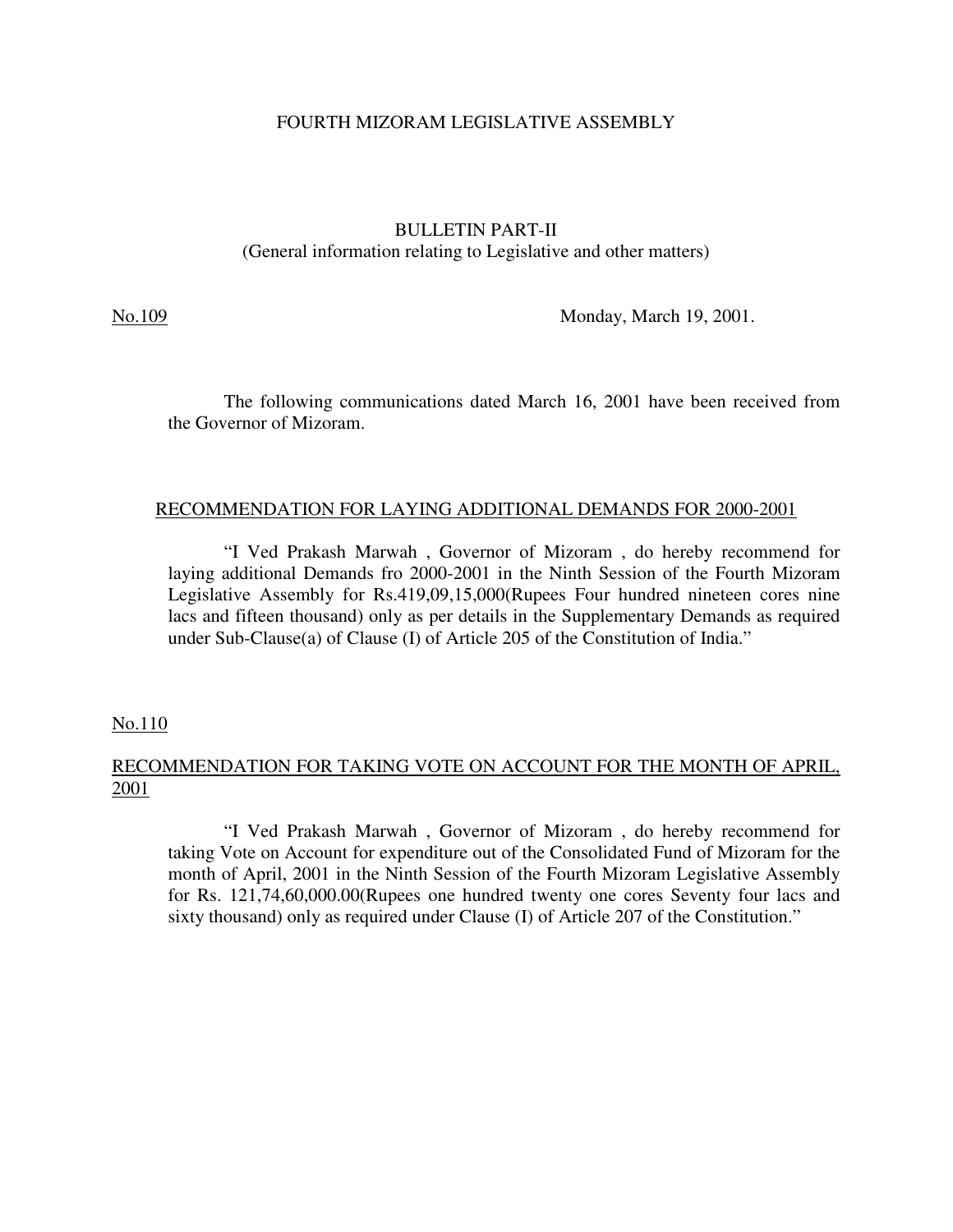FOURTH MIZORAM LEGISLATIVE ASSEMBLY

BULLETIN PART-II
(General information relating to Legislative and other matters)

No.109 Monday, March 19, 2001.

The following communications dated March 16, 2001 have been received from the Governor of Mizoram.

RECOMMENDATION FOR LAYING ADDITIONAL DEMANDS FOR 2000-2001

"I Ved Prakash Marwah , Governor of Mizoram , do hereby recommend for laying additional Demands fro 2000-2001 in the Ninth Session of the Fourth Mizoram Legislative Assembly for Rs.419,09,15,000(Rupees Four hundred nineteen cores nine lacs and fifteen thousand) only as per details in the Supplementary Demands as required under Sub-Clause(a) of Clause (I) of Article 205 of the Constitution of India."

No.110

RECOMMENDATION FOR TAKING VOTE ON ACCOUNT FOR THE MONTH OF APRIL, 2001

"I Ved Prakash Marwah , Governor of Mizoram , do hereby recommend for taking Vote on Account for expenditure out of the Consolidated Fund of Mizoram for the month of April, 2001 in the Ninth Session of the Fourth Mizoram Legislative Assembly for Rs. 121,74,60,000.00(Rupees one hundred twenty one cores Seventy four lacs and sixty thousand) only as required under Clause (I) of Article 207 of the Constitution."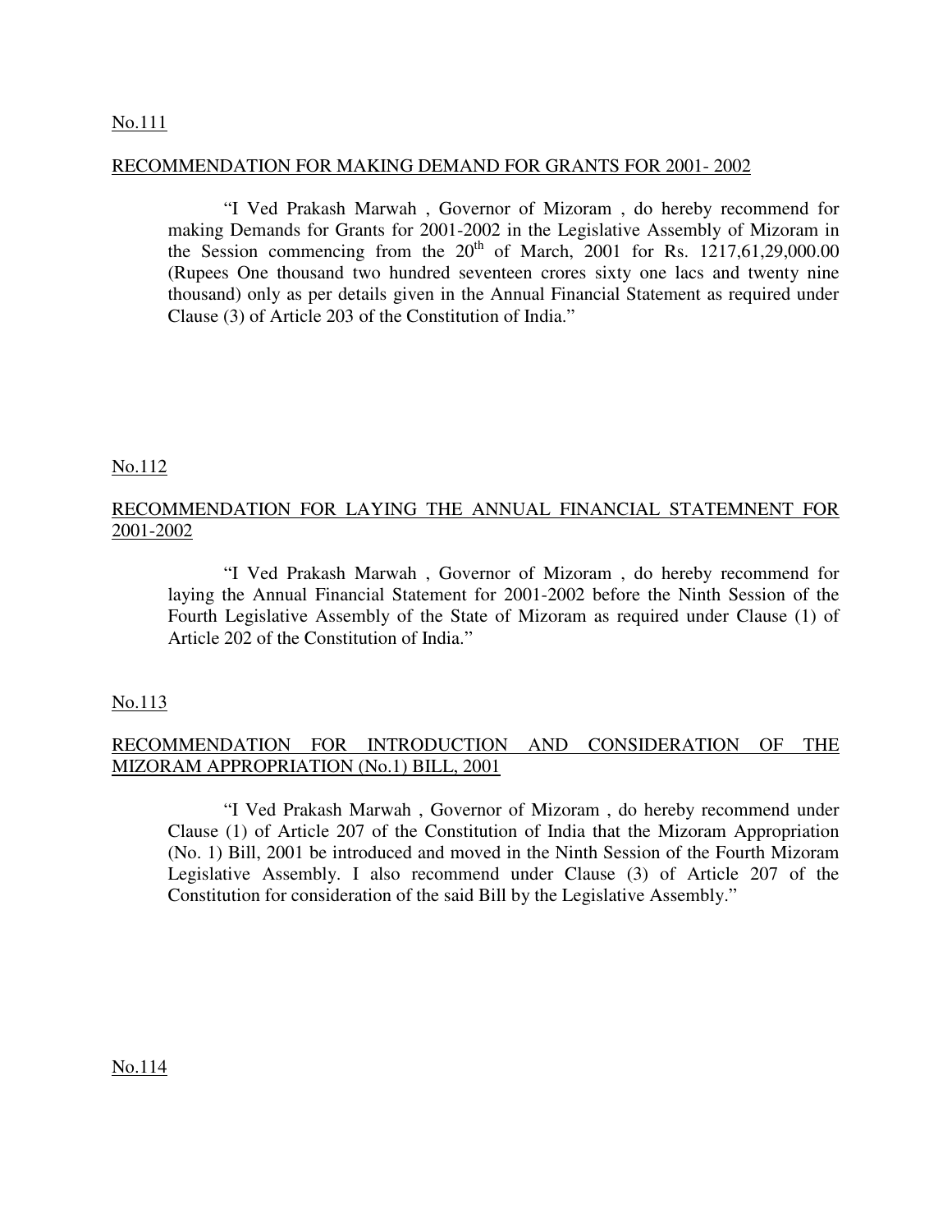No.111

RECOMMENDATION FOR MAKING DEMAND FOR GRANTS FOR 2001- 2002

"I Ved Prakash Marwah , Governor of Mizoram , do hereby recommend for making Demands for Grants for 2001-2002 in the Legislative Assembly of Mizoram in the Session commencing from the 20th of March, 2001 for Rs. 1217,61,29,000.00 (Rupees One thousand two hundred seventeen crores sixty one lacs and twenty nine thousand) only as per details given in the Annual Financial Statement as required under Clause (3) of Article 203 of the Constitution of India."

No.112

RECOMMENDATION FOR LAYING THE ANNUAL FINANCIAL STATEMNENT FOR 2001-2002

"I Ved Prakash Marwah , Governor of Mizoram , do hereby recommend for laying the Annual Financial Statement for 2001-2002 before the Ninth Session of the Fourth Legislative Assembly of the State of Mizoram as required under Clause (1) of Article 202 of the Constitution of India."

No.113

RECOMMENDATION FOR INTRODUCTION AND CONSIDERATION OF THE MIZORAM APPROPRIATION (No.1) BILL, 2001

"I Ved Prakash Marwah , Governor of Mizoram , do hereby recommend under Clause (1) of Article 207 of the Constitution of India that the Mizoram Appropriation (No. 1) Bill, 2001 be introduced and moved in the Ninth Session of the Fourth Mizoram Legislative Assembly. I also recommend under Clause (3) of Article 207 of the Constitution for consideration of the said Bill by the Legislative Assembly."

No.114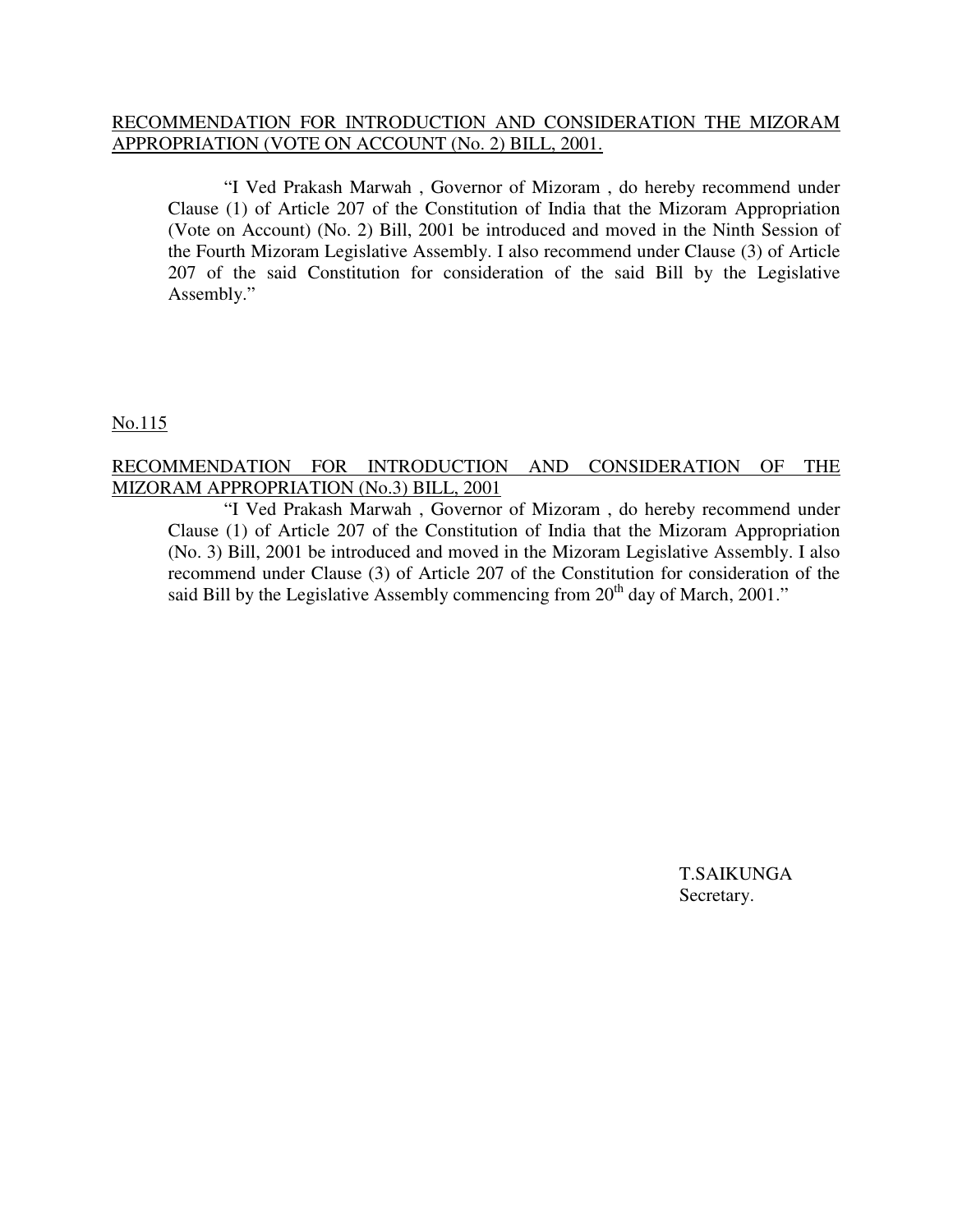RECOMMENDATION FOR INTRODUCTION AND CONSIDERATION THE MIZORAM APPROPRIATION (VOTE ON ACCOUNT (No. 2) BILL, 2001.

"I Ved Prakash Marwah , Governor of Mizoram , do hereby recommend under Clause (1) of Article 207 of the Constitution of India that the Mizoram Appropriation (Vote on Account) (No. 2) Bill, 2001 be introduced and moved in the Ninth Session of the Fourth Mizoram Legislative Assembly. I also recommend under Clause (3) of Article 207 of the said Constitution for consideration of the said Bill by the Legislative Assembly."

No.115

RECOMMENDATION FOR INTRODUCTION AND CONSIDERATION OF THE MIZORAM APPROPRIATION (No.3) BILL, 2001

"I Ved Prakash Marwah , Governor of Mizoram , do hereby recommend under Clause (1) of Article 207 of the Constitution of India that the Mizoram Appropriation (No. 3) Bill, 2001 be introduced and moved in the Mizoram Legislative Assembly. I also recommend under Clause (3) of Article 207 of the Constitution for consideration of the said Bill by the Legislative Assembly commencing from 20th day of March, 2001."

T.SAIKUNGA
Secretary.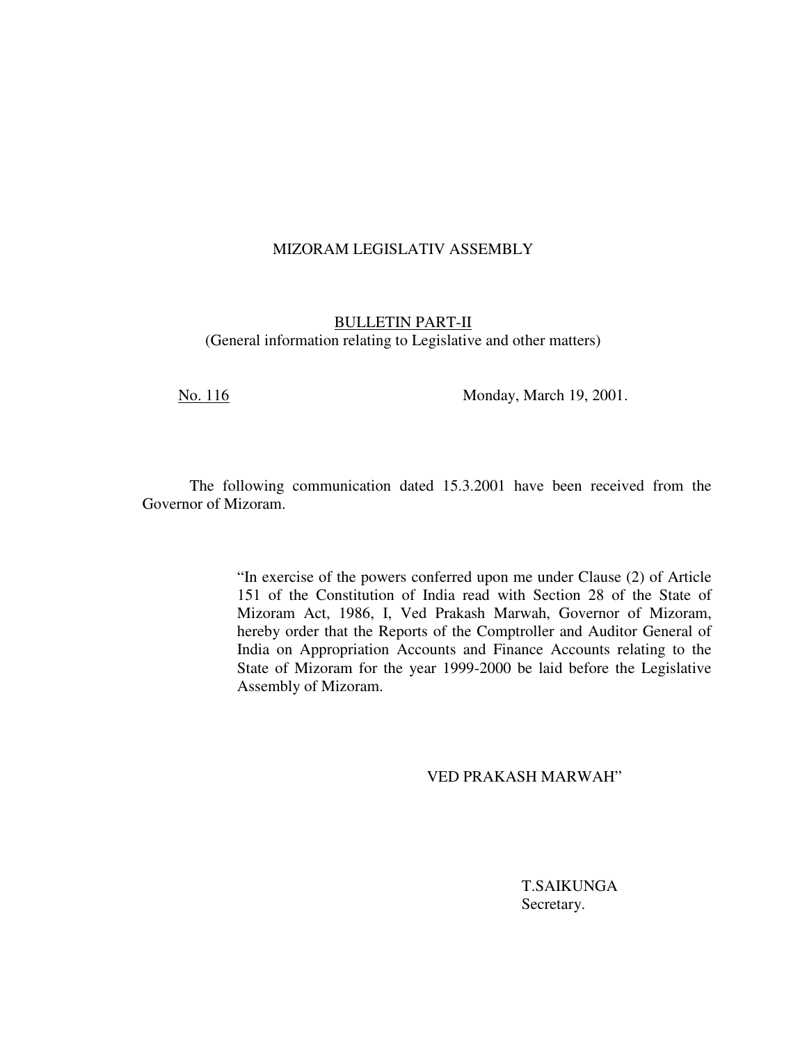# MIZORAM LEGISLATIV ASSEMBLY

## BULLETIN PART-II

(General information relating to Legislative and other matters)

No. 116 Monday, March 19, 2001.

The following communication dated 15.3.2001 have been received from the Governor of Mizoram.

> "In exercise of the powers conferred upon me under Clause (2) of Article 151 of the Constitution of India read with Section 28 of the State of Mizoram Act, 1986, I, Ved Prakash Marwah, Governor of Mizoram, hereby order that the Reports of the Comptroller and Auditor General of India on Appropriation Accounts and Finance Accounts relating to the State of Mizoram for the year 1999-2000 be laid before the Legislative Assembly of Mizoram.
>
> VED PRAKASH MARWAH"

T.SAIKUNGA
Secretary.